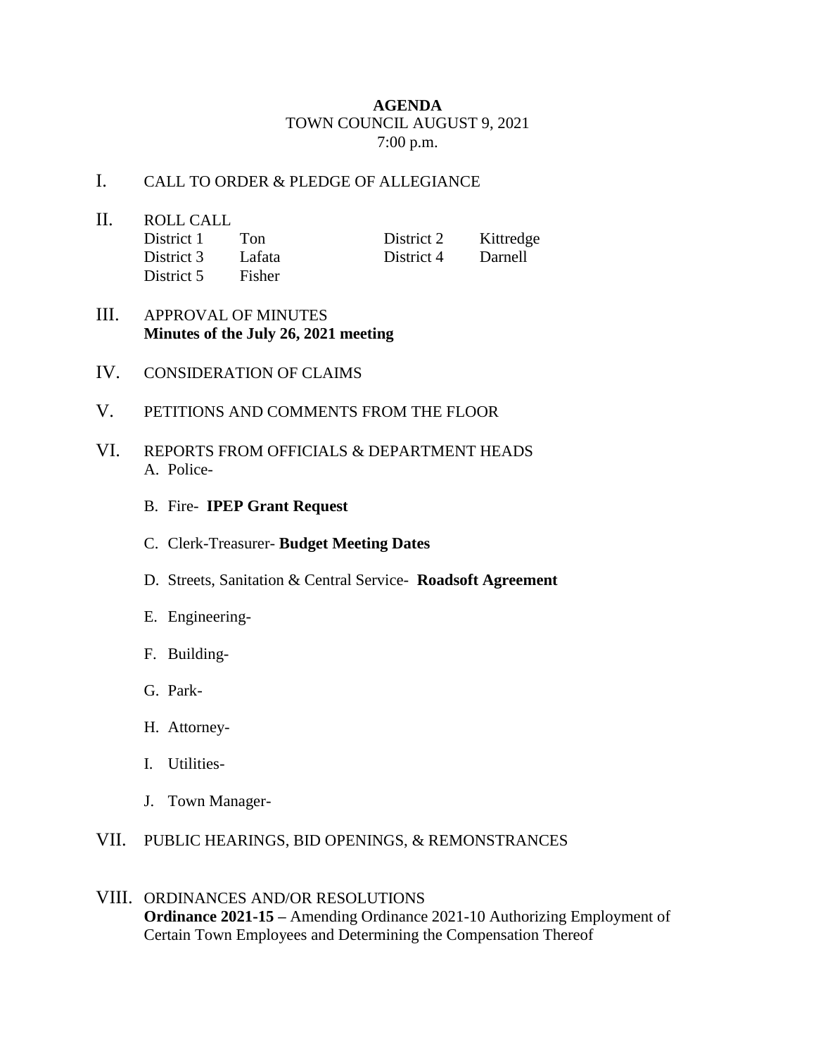**AGENDA**

TOWN COUNCIL AUGUST 9, 2021

7:00 p.m.

I. CALL TO ORDER & PLEDGE OF ALLEGIANCE

II. ROLL CALL

| | | | |
|---|---|---|---|
| District 1 | Ton | District 2 | Kittredge |
| District 3 | Lafata | District 4 | Darnell |
| District 5 | Fisher | | |

III. APPROVAL OF MINUTES
**Minutes of the July 26, 2021 meeting**

IV. CONSIDERATION OF CLAIMS

V. PETITIONS AND COMMENTS FROM THE FLOOR

VI. REPORTS FROM OFFICIALS & DEPARTMENT HEADS

A. Police-

B. Fire- **IPEP Grant Request**

C. Clerk-Treasurer- **Budget Meeting Dates**

D. Streets, Sanitation & Central Service- **Roadsoft Agreement**

E. Engineering-

F. Building-

G. Park-

H. Attorney-

I. Utilities-

J. Town Manager-

VII. PUBLIC HEARINGS, BID OPENINGS, & REMONSTRANCES

VIII. ORDINANCES AND/OR RESOLUTIONS
**Ordinance 2021-15 –** Amending Ordinance 2021-10 Authorizing Employment of Certain Town Employees and Determining the Compensation Thereof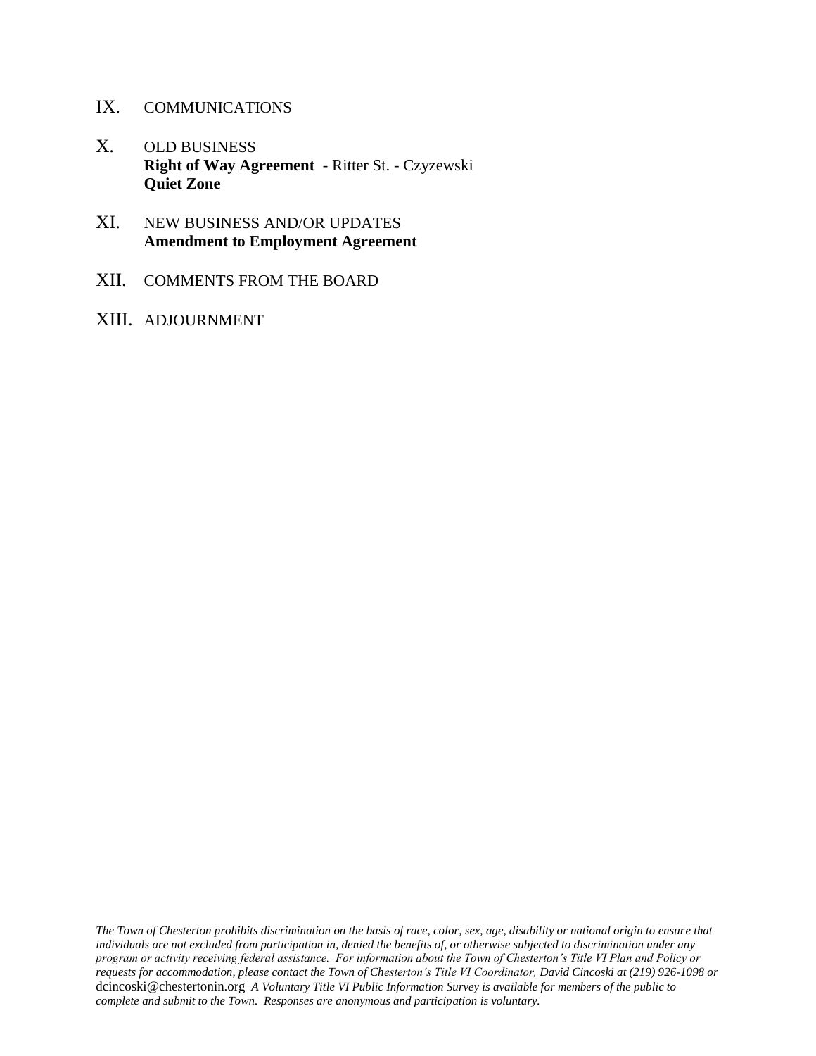IX. COMMUNICATIONS

X. OLD BUSINESS
**Right of Way Agreement** - Ritter St. - Czyzewski
**Quiet Zone**

XI. NEW BUSINESS AND/OR UPDATES
**Amendment to Employment Agreement**

XII. COMMENTS FROM THE BOARD

XIII. ADJOURNMENT

*The Town of Chesterton prohibits discrimination on the basis of race, color, sex, age, disability or national origin to ensure that individuals are not excluded from participation in, denied the benefits of, or otherwise subjected to discrimination under any program or activity receiving federal assistance. For information about the Town of Chesterton's Title VI Plan and Policy or requests for accommodation, please contact the Town of Chesterton's Title VI Coordinator, David Cincoski at (219) 926-1098 or* dcincoski@chestertonin.org *A Voluntary Title VI Public Information Survey is available for members of the public to complete and submit to the Town. Responses are anonymous and participation is voluntary.*